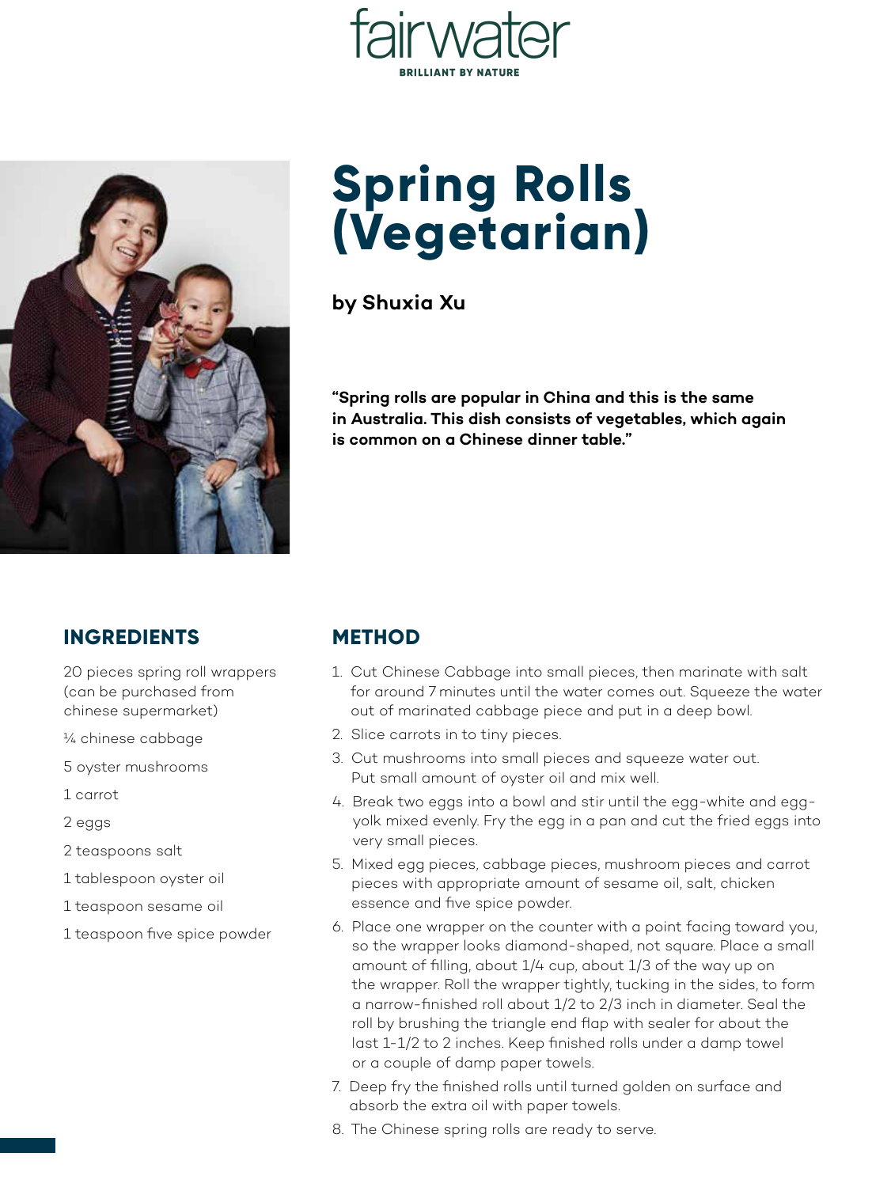fairwater

BRILLIANT BY NATURE

# Spring Rolls (Vegetarian)

**by Shuxia Xu**

**"Spring rolls are popular in China and this is the same in Australia. This dish consists of vegetables, which again is common on a Chinese dinner table."**

## INGREDIENTS

20 pieces spring roll wrappers (can be purchased from chinese supermarket)

¼ chinese cabbage

5 oyster mushrooms

1 carrot

2 eggs

2 teaspoons salt

1 tablespoon oyster oil

1 teaspoon sesame oil

1 teaspoon five spice powder

## METHOD

1. Cut Chinese Cabbage into small pieces, then marinate with salt for around 7 minutes until the water comes out. Squeeze the water out of marinated cabbage piece and put in a deep bowl.
2. Slice carrots in to tiny pieces.
3. Cut mushrooms into small pieces and squeeze water out. Put small amount of oyster oil and mix well.
4. Break two eggs into a bowl and stir until the egg-white and egg-yolk mixed evenly. Fry the egg in a pan and cut the fried eggs into very small pieces.
5. Mixed egg pieces, cabbage pieces, mushroom pieces and carrot pieces with appropriate amount of sesame oil, salt, chicken essence and five spice powder.
6. Place one wrapper on the counter with a point facing toward you, so the wrapper looks diamond-shaped, not square. Place a small amount of filling, about 1/4 cup, about 1/3 of the way up on the wrapper. Roll the wrapper tightly, tucking in the sides, to form a narrow-finished roll about 1/2 to 2/3 inch in diameter. Seal the roll by brushing the triangle end flap with sealer for about the last 1-1/2 to 2 inches. Keep finished rolls under a damp towel or a couple of damp paper towels.
7. Deep fry the finished rolls until turned golden on surface and absorb the extra oil with paper towels.
8. The Chinese spring rolls are ready to serve.